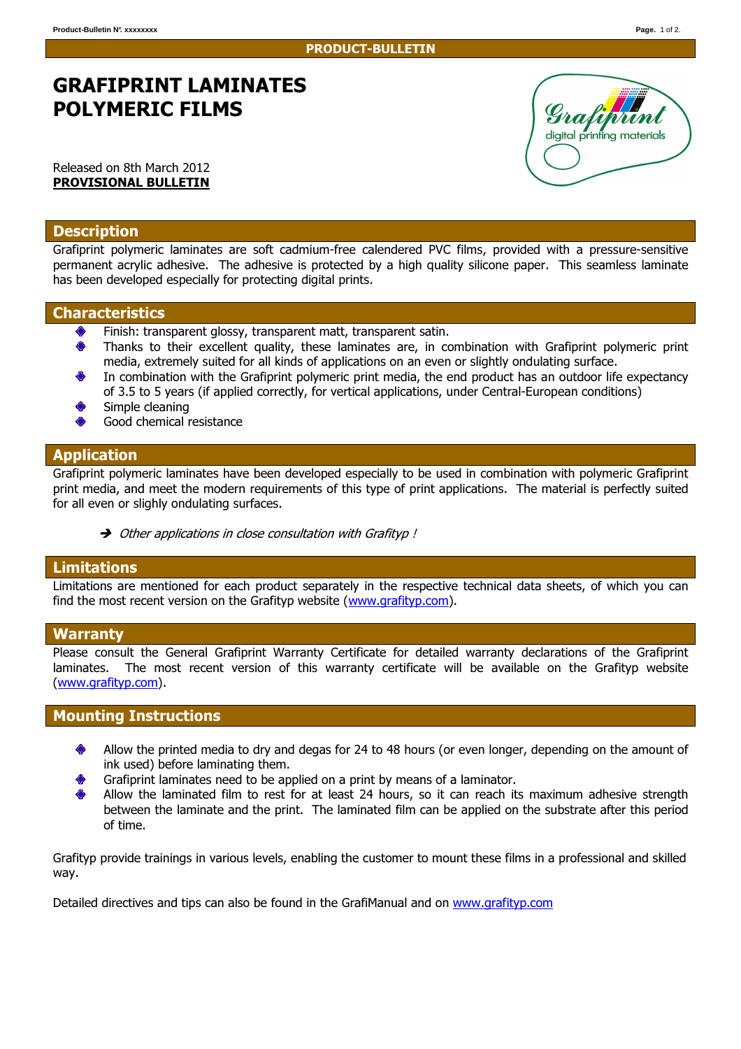PRODUCT-BULLETIN

# GRAFIPRINT LAMINATES POLYMERIC FILMS

Released on 8th March 2012

**PROVISIONAL BULLETIN**

## Description

Grafiprint polymeric laminates are soft cadmium-free calendered PVC films, provided with a pressure-sensitive permanent acrylic adhesive. The adhesive is protected by a high quality silicone paper. This seamless laminate has been developed especially for protecting digital prints.

## Characteristics

- Finish: transparent glossy, transparent matt, transparent satin.
- Thanks to their excellent quality, these laminates are, in combination with Grafiprint polymeric print media, extremely suited for all kinds of applications on an even or slightly ondulating surface.
- In combination with the Grafiprint polymeric print media, the end product has an outdoor life expectancy of 3.5 to 5 years (if applied correctly, for vertical applications, under Central-European conditions)
- Simple cleaning
- Good chemical resistance

## Application

Grafiprint polymeric laminates have been developed especially to be used in combination with polymeric Grafiprint print media, and meet the modern requirements of this type of print applications. The material is perfectly suited for all even or slighly ondulating surfaces.

➔ *Other applications in close consultation with Grafityp !*

## Limitations

Limitations are mentioned for each product separately in the respective technical data sheets, of which you can find the most recent version on the Grafityp website (www.grafityp.com).

## Warranty

Please consult the General Grafiprint Warranty Certificate for detailed warranty declarations of the Grafiprint laminates. The most recent version of this warranty certificate will be available on the Grafityp website (www.grafityp.com).

## Mounting Instructions

- Allow the printed media to dry and degas for 24 to 48 hours (or even longer, depending on the amount of ink used) before laminating them.
- Grafiprint laminates need to be applied on a print by means of a laminator.
- Allow the laminated film to rest for at least 24 hours, so it can reach its maximum adhesive strength between the laminate and the print. The laminated film can be applied on the substrate after this period of time.

Grafityp provide trainings in various levels, enabling the customer to mount these films in a professional and skilled way.

Detailed directives and tips can also be found in the GrafiManual and on www.grafityp.com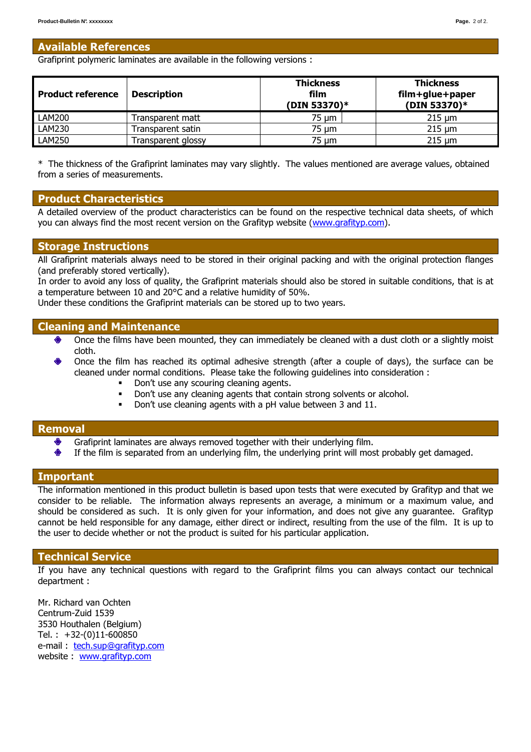## Available References

Grafiprint polymeric laminates are available in the following versions :

| Product reference | Description | Thickness film (DIN 53370)* | Thickness film+glue+paper (DIN 53370)* |
|---|---|---|---|
| LAM200 | Transparent matt | 75 µm | 215 µm |
| LAM230 | Transparent satin | 75 µm | 215 µm |
| LAM250 | Transparent glossy | 75 µm | 215 µm |

* The thickness of the Grafiprint laminates may vary slightly. The values mentioned are average values, obtained from a series of measurements.

## Product Characteristics

A detailed overview of the product characteristics can be found on the respective technical data sheets, of which you can always find the most recent version on the Grafityp website (www.grafityp.com).

## Storage Instructions

All Grafiprint materials always need to be stored in their original packing and with the original protection flanges (and preferably stored vertically).
In order to avoid any loss of quality, the Grafiprint materials should also be stored in suitable conditions, that is at a temperature between 10 and 20°C and a relative humidity of 50%.
Under these conditions the Grafiprint materials can be stored up to two years.

## Cleaning and Maintenance

- Once the films have been mounted, they can immediately be cleaned with a dust cloth or a slightly moist cloth.
- Once the film has reached its optimal adhesive strength (after a couple of days), the surface can be cleaned under normal conditions. Please take the following guidelines into consideration :
  - Don't use any scouring cleaning agents.
  - Don't use any cleaning agents that contain strong solvents or alcohol.
  - Don't use cleaning agents with a pH value between 3 and 11.

## Removal

- Grafiprint laminates are always removed together with their underlying film.
- If the film is separated from an underlying film, the underlying print will most probably get damaged.

## Important

The information mentioned in this product bulletin is based upon tests that were executed by Grafityp and that we consider to be reliable. The information always represents an average, a minimum or a maximum value, and should be considered as such. It is only given for your information, and does not give any guarantee. Grafityp cannot be held responsible for any damage, either direct or indirect, resulting from the use of the film. It is up to the user to decide whether or not the product is suited for his particular application.

## Technical Service

If you have any technical questions with regard to the Grafiprint films you can always contact our technical department :

Mr. Richard van Ochten
Centrum-Zuid 1539
3530 Houthalen (Belgium)
Tel. : +32-(0)11-600850
e-mail : tech.sup@grafityp.com
website : www.grafityp.com